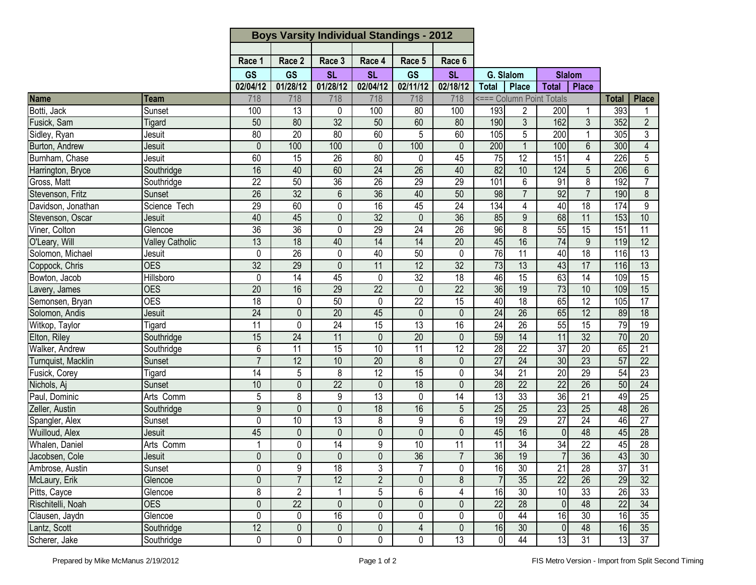# Boys Varsity Individual Standings - 2012

| Name | Team | Race 1 | Race 2 | Race 3 | Race 4 | Race 5 | Race 6 | G. Slalom | | Slalom | | Total | Place |
|---|---|---|---|---|---|---|---|---|---|---|---|---|---|
| | | GS | GS | SL | SL | GS | SL | Total | Place | Total | Place | | |
| | | 02/04/12 | 01/28/12 | 01/28/12 | 02/04/12 | 02/11/12 | 02/18/12 | | | | | | |
| | | 718 | 718 | 718 | 718 | 718 | 718 | <=== Column Point Totals | | | | | |
| Botti, Jack | Sunset | 100 | 13 | 0 | 100 | 80 | 100 | 193 | 2 | 200 | 1 | 393 | 1 |
| Fusick, Sam | Tigard | 50 | 80 | 32 | 50 | 60 | 80 | 190 | 3 | 162 | 3 | 352 | 2 |
| Sidley, Ryan | Jesuit | 80 | 20 | 80 | 60 | 5 | 60 | 105 | 5 | 200 | 1 | 305 | 3 |
| Burton, Andrew | Jesuit | 0 | 100 | 100 | 0 | 100 | 0 | 200 | 1 | 100 | 6 | 300 | 4 |
| Burnham, Chase | Jesuit | 60 | 15 | 26 | 80 | 0 | 45 | 75 | 12 | 151 | 4 | 226 | 5 |
| Harrington, Bryce | Southridge | 16 | 40 | 60 | 24 | 26 | 40 | 82 | 10 | 124 | 5 | 206 | 6 |
| Gross, Matt | Southridge | 22 | 50 | 36 | 26 | 29 | 29 | 101 | 6 | 91 | 8 | 192 | 7 |
| Stevenson, Fritz | Sunset | 26 | 32 | 6 | 36 | 40 | 50 | 98 | 7 | 92 | 7 | 190 | 8 |
| Davidson, Jonathan | Science Tech | 29 | 60 | 0 | 16 | 45 | 24 | 134 | 4 | 40 | 18 | 174 | 9 |
| Stevenson, Oscar | Jesuit | 40 | 45 | 0 | 32 | 0 | 36 | 85 | 9 | 68 | 11 | 153 | 10 |
| Viner, Colton | Glencoe | 36 | 36 | 0 | 29 | 24 | 26 | 96 | 8 | 55 | 15 | 151 | 11 |
| O'Leary, Will | Valley Catholic | 13 | 18 | 40 | 14 | 14 | 20 | 45 | 16 | 74 | 9 | 119 | 12 |
| Solomon, Michael | Jesuit | 0 | 26 | 0 | 40 | 50 | 0 | 76 | 11 | 40 | 18 | 116 | 13 |
| Coppock, Chris | OES | 32 | 29 | 0 | 11 | 12 | 32 | 73 | 13 | 43 | 17 | 116 | 13 |
| Bowton, Jacob | Hillsboro | 0 | 14 | 45 | 0 | 32 | 18 | 46 | 15 | 63 | 14 | 109 | 15 |
| Lavery, James | OES | 20 | 16 | 29 | 22 | 0 | 22 | 36 | 19 | 73 | 10 | 109 | 15 |
| Semonsen, Bryan | OES | 18 | 0 | 50 | 0 | 22 | 15 | 40 | 18 | 65 | 12 | 105 | 17 |
| Solomon, Andis | Jesuit | 24 | 0 | 20 | 45 | 0 | 0 | 24 | 26 | 65 | 12 | 89 | 18 |
| Witkop, Taylor | Tigard | 11 | 0 | 24 | 15 | 13 | 16 | 24 | 26 | 55 | 15 | 79 | 19 |
| Elton, Riley | Southridge | 15 | 24 | 11 | 0 | 20 | 0 | 59 | 14 | 11 | 32 | 70 | 20 |
| Walker, Andrew | Southridge | 6 | 11 | 15 | 10 | 11 | 12 | 28 | 22 | 37 | 20 | 65 | 21 |
| Turnquist, Macklin | Sunset | 7 | 12 | 10 | 20 | 8 | 0 | 27 | 24 | 30 | 23 | 57 | 22 |
| Fusick, Corey | Tigard | 14 | 5 | 8 | 12 | 15 | 0 | 34 | 21 | 20 | 29 | 54 | 23 |
| Nichols, Aj | Sunset | 10 | 0 | 22 | 0 | 18 | 0 | 28 | 22 | 22 | 26 | 50 | 24 |
| Paul, Dominic | Arts Comm | 5 | 8 | 9 | 13 | 0 | 14 | 13 | 33 | 36 | 21 | 49 | 25 |
| Zeller, Austin | Southridge | 9 | 0 | 0 | 18 | 16 | 5 | 25 | 25 | 23 | 25 | 48 | 26 |
| Spangler, Alex | Sunset | 0 | 10 | 13 | 8 | 9 | 6 | 19 | 29 | 27 | 24 | 46 | 27 |
| Wuilloud, Alex | Jesuit | 45 | 0 | 0 | 0 | 0 | 0 | 45 | 16 | 0 | 48 | 45 | 28 |
| Whalen, Daniel | Arts Comm | 1 | 0 | 14 | 9 | 10 | 11 | 11 | 34 | 34 | 22 | 45 | 28 |
| Jacobsen, Cole | Jesuit | 0 | 0 | 0 | 0 | 36 | 7 | 36 | 19 | 7 | 36 | 43 | 30 |
| Ambrose, Austin | Sunset | 0 | 9 | 18 | 3 | 7 | 0 | 16 | 30 | 21 | 28 | 37 | 31 |
| McLaury, Erik | Glencoe | 0 | 7 | 12 | 2 | 0 | 8 | 7 | 35 | 22 | 26 | 29 | 32 |
| Pitts, Cayce | Glencoe | 8 | 2 | 1 | 5 | 6 | 4 | 16 | 30 | 10 | 33 | 26 | 33 |
| Rischitelli, Noah | OES | 0 | 22 | 0 | 0 | 0 | 0 | 22 | 28 | 0 | 48 | 22 | 34 |
| Clausen, Jaydn | Glencoe | 0 | 0 | 16 | 0 | 0 | 0 | 0 | 44 | 16 | 30 | 16 | 35 |
| Lantz, Scott | Southridge | 12 | 0 | 0 | 0 | 4 | 0 | 16 | 30 | 0 | 48 | 16 | 35 |
| Scherer, Jake | Southridge | 0 | 0 | 0 | 0 | 0 | 13 | 0 | 44 | 13 | 31 | 13 | 37 |

Prepared by Mike McManus 2/19/2012

FIS Metro Version - Import from Split Second Timing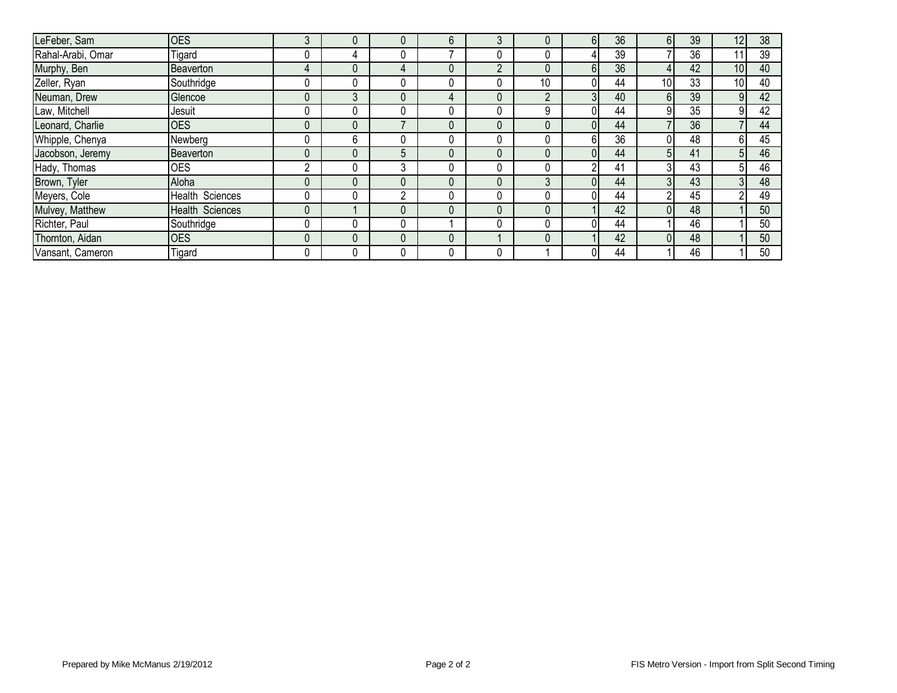| | | | | | | | | | | | | | |
|---|---|---|---|---|---|---|---|---|---|---|---|---|---|
| LeFeber, Sam | OES | 3 | 0 | 0 | 6 | 3 | 0 | 6 | 36 | 6 | 39 | 12 | 38 |
| Rahal-Arabi, Omar | Tigard | 0 | 4 | 0 | 7 | 0 | 0 | 4 | 39 | 7 | 36 | 11 | 39 |
| Murphy, Ben | Beaverton | 4 | 0 | 4 | 0 | 2 | 0 | 6 | 36 | 4 | 42 | 10 | 40 |
| Zeller, Ryan | Southridge | 0 | 0 | 0 | 0 | 0 | 10 | 0 | 44 | 10 | 33 | 10 | 40 |
| Neuman, Drew | Glencoe | 0 | 3 | 0 | 4 | 0 | 2 | 3 | 40 | 6 | 39 | 9 | 42 |
| Law, Mitchell | Jesuit | 0 | 0 | 0 | 0 | 0 | 9 | 0 | 44 | 9 | 35 | 9 | 42 |
| Leonard, Charlie | OES | 0 | 0 | 7 | 0 | 0 | 0 | 0 | 44 | 7 | 36 | 7 | 44 |
| Whipple, Chenya | Newberg | 0 | 6 | 0 | 0 | 0 | 0 | 6 | 36 | 0 | 48 | 6 | 45 |
| Jacobson, Jeremy | Beaverton | 0 | 0 | 5 | 0 | 0 | 0 | 0 | 44 | 5 | 41 | 5 | 46 |
| Hady, Thomas | OES | 2 | 0 | 3 | 0 | 0 | 0 | 2 | 41 | 3 | 43 | 5 | 46 |
| Brown, Tyler | Aloha | 0 | 0 | 0 | 0 | 0 | 3 | 0 | 44 | 3 | 43 | 3 | 48 |
| Meyers, Cole | Health Sciences | 0 | 0 | 2 | 0 | 0 | 0 | 0 | 44 | 2 | 45 | 2 | 49 |
| Mulvey, Matthew | Health Sciences | 0 | 1 | 0 | 0 | 0 | 0 | 1 | 42 | 0 | 48 | 1 | 50 |
| Richter, Paul | Southridge | 0 | 0 | 0 | 1 | 0 | 0 | 0 | 44 | 1 | 46 | 1 | 50 |
| Thornton, Aidan | OES | 0 | 0 | 0 | 0 | 1 | 0 | 1 | 42 | 0 | 48 | 1 | 50 |
| Vansant, Cameron | Tigard | 0 | 0 | 0 | 0 | 0 | 1 | 0 | 44 | 1 | 46 | 1 | 50 |

Prepared by Mike McManus 2/19/2012

FIS Metro Version - Import from Split Second Timing